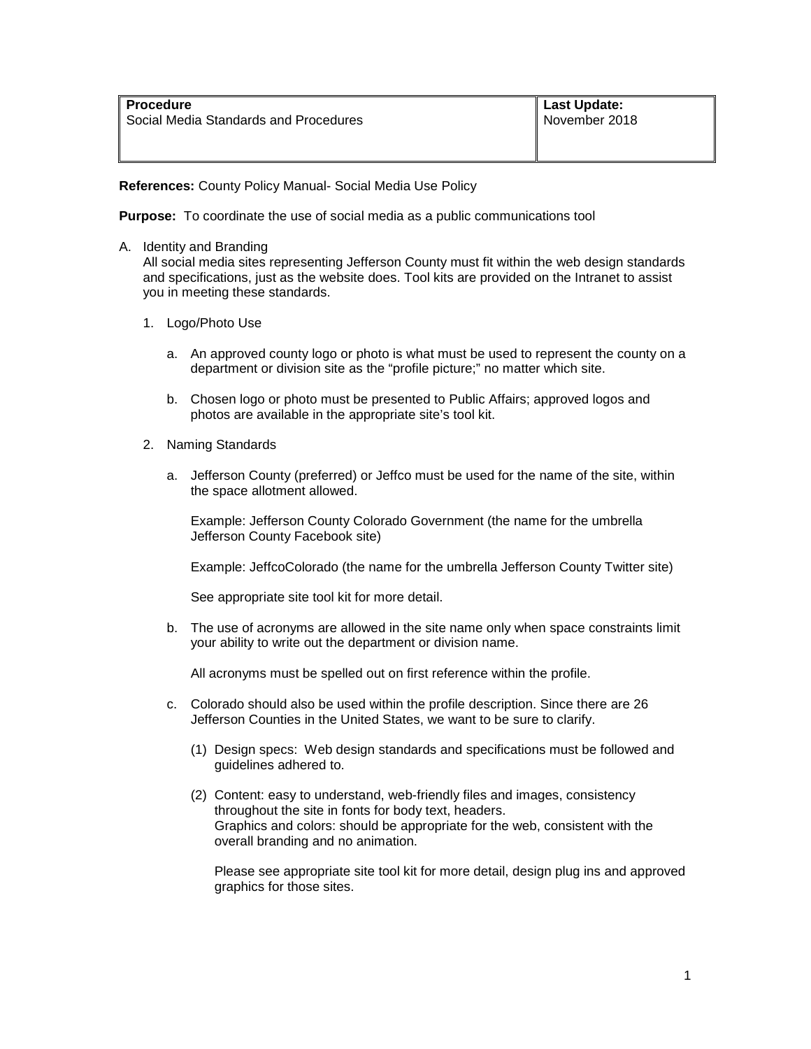| **Procedure** | **Last Update:** |
| --- | --- |
| Social Media Standards and Procedures | November 2018 |

**References:** County Policy Manual- Social Media Use Policy

**Purpose:** To coordinate the use of social media as a public communications tool

A. Identity and Branding
   All social media sites representing Jefferson County must fit within the web design standards and specifications, just as the website does. Tool kits are provided on the Intranet to assist you in meeting these standards.

   1. Logo/Photo Use

      a. An approved county logo or photo is what must be used to represent the county on a department or division site as the "profile picture;" no matter which site.

      b. Chosen logo or photo must be presented to Public Affairs; approved logos and photos are available in the appropriate site's tool kit.

   2. Naming Standards

      a. Jefferson County (preferred) or Jeffco must be used for the name of the site, within the space allotment allowed.

         Example: Jefferson County Colorado Government (the name for the umbrella Jefferson County Facebook site)

         Example: JeffcoColorado (the name for the umbrella Jefferson County Twitter site)

         See appropriate site tool kit for more detail.

      b. The use of acronyms are allowed in the site name only when space constraints limit your ability to write out the department or division name.

         All acronyms must be spelled out on first reference within the profile.

      c. Colorado should also be used within the profile description. Since there are 26 Jefferson Counties in the United States, we want to be sure to clarify.

         (1) Design specs: Web design standards and specifications must be followed and guidelines adhered to.

         (2) Content: easy to understand, web-friendly files and images, consistency throughout the site in fonts for body text, headers.
             Graphics and colors: should be appropriate for the web, consistent with the overall branding and no animation.

             Please see appropriate site tool kit for more detail, design plug ins and approved graphics for those sites.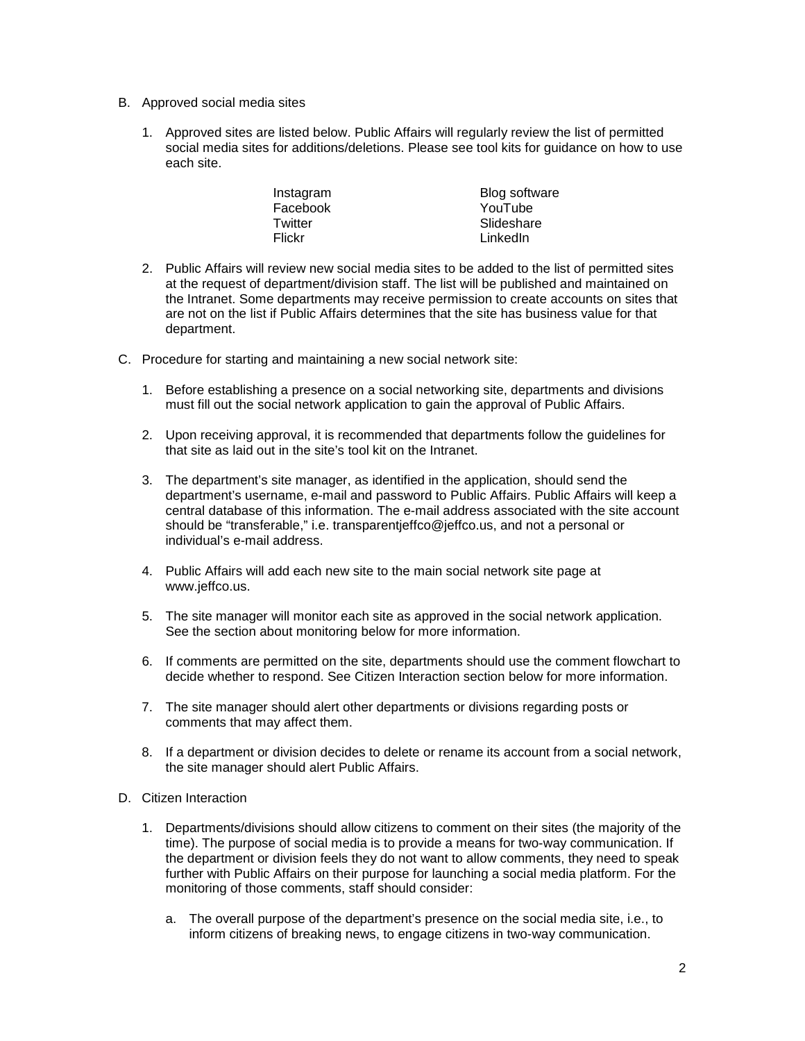B. Approved social media sites

1. Approved sites are listed below. Public Affairs will regularly review the list of permitted social media sites for additions/deletions. Please see tool kits for guidance on how to use each site.

| | |
|---|---|
| Instagram | Blog software |
| Facebook | YouTube |
| Twitter | Slideshare |
| Flickr | LinkedIn |

2. Public Affairs will review new social media sites to be added to the list of permitted sites at the request of department/division staff. The list will be published and maintained on the Intranet. Some departments may receive permission to create accounts on sites that are not on the list if Public Affairs determines that the site has business value for that department.

C. Procedure for starting and maintaining a new social network site:

1. Before establishing a presence on a social networking site, departments and divisions must fill out the social network application to gain the approval of Public Affairs.

2. Upon receiving approval, it is recommended that departments follow the guidelines for that site as laid out in the site's tool kit on the Intranet.

3. The department's site manager, as identified in the application, should send the department's username, e-mail and password to Public Affairs. Public Affairs will keep a central database of this information. The e-mail address associated with the site account should be "transferable," i.e. transparentjeffco@jeffco.us, and not a personal or individual's e-mail address.

4. Public Affairs will add each new site to the main social network site page at www.jeffco.us.

5. The site manager will monitor each site as approved in the social network application. See the section about monitoring below for more information.

6. If comments are permitted on the site, departments should use the comment flowchart to decide whether to respond. See Citizen Interaction section below for more information.

7. The site manager should alert other departments or divisions regarding posts or comments that may affect them.

8. If a department or division decides to delete or rename its account from a social network, the site manager should alert Public Affairs.

D. Citizen Interaction

1. Departments/divisions should allow citizens to comment on their sites (the majority of the time). The purpose of social media is to provide a means for two-way communication. If the department or division feels they do not want to allow comments, they need to speak further with Public Affairs on their purpose for launching a social media platform. For the monitoring of those comments, staff should consider:

   a. The overall purpose of the department's presence on the social media site, i.e., to inform citizens of breaking news, to engage citizens in two-way communication.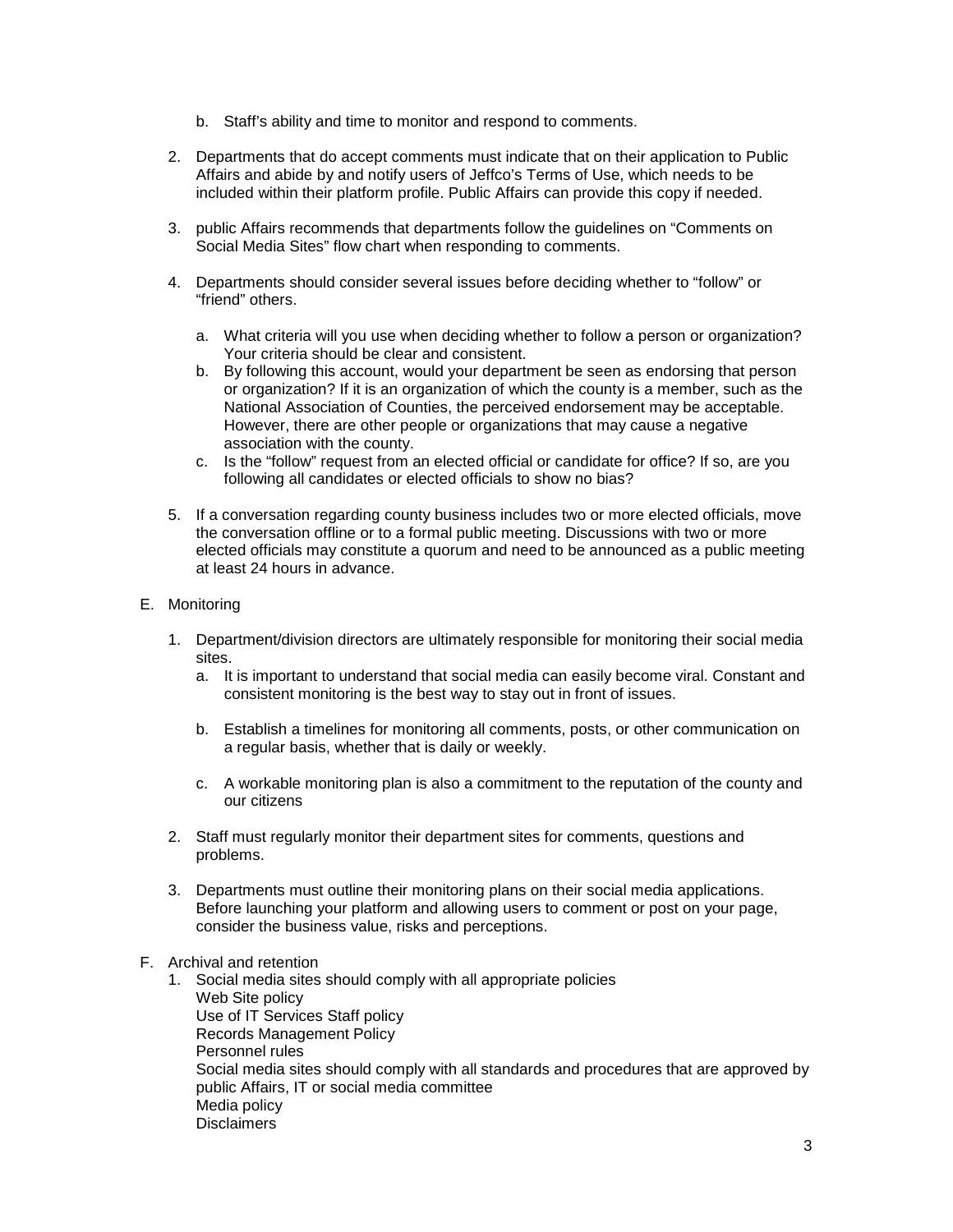b. Staff's ability and time to monitor and respond to comments.

2. Departments that do accept comments must indicate that on their application to Public Affairs and abide by and notify users of Jeffco's Terms of Use, which needs to be included within their platform profile. Public Affairs can provide this copy if needed.

3. public Affairs recommends that departments follow the guidelines on "Comments on Social Media Sites" flow chart when responding to comments.

4. Departments should consider several issues before deciding whether to "follow" or "friend" others.

   a. What criteria will you use when deciding whether to follow a person or organization? Your criteria should be clear and consistent.
   b. By following this account, would your department be seen as endorsing that person or organization? If it is an organization of which the county is a member, such as the National Association of Counties, the perceived endorsement may be acceptable. However, there are other people or organizations that may cause a negative association with the county.
   c. Is the "follow" request from an elected official or candidate for office? If so, are you following all candidates or elected officials to show no bias?

5. If a conversation regarding county business includes two or more elected officials, move the conversation offline or to a formal public meeting. Discussions with two or more elected officials may constitute a quorum and need to be announced as a public meeting at least 24 hours in advance.

E. Monitoring

1. Department/division directors are ultimately responsible for monitoring their social media sites.
   a. It is important to understand that social media can easily become viral. Constant and consistent monitoring is the best way to stay out in front of issues.

   b. Establish a timelines for monitoring all comments, posts, or other communication on a regular basis, whether that is daily or weekly.

   c. A workable monitoring plan is also a commitment to the reputation of the county and our citizens

2. Staff must regularly monitor their department sites for comments, questions and problems.

3. Departments must outline their monitoring plans on their social media applications. Before launching your platform and allowing users to comment or post on your page, consider the business value, risks and perceptions.

F. Archival and retention
1. Social media sites should comply with all appropriate policies
   Web Site policy
   Use of IT Services Staff policy
   Records Management Policy
   Personnel rules
   Social media sites should comply with all standards and procedures that are approved by public Affairs, IT or social media committee
   Media policy
   Disclaimers